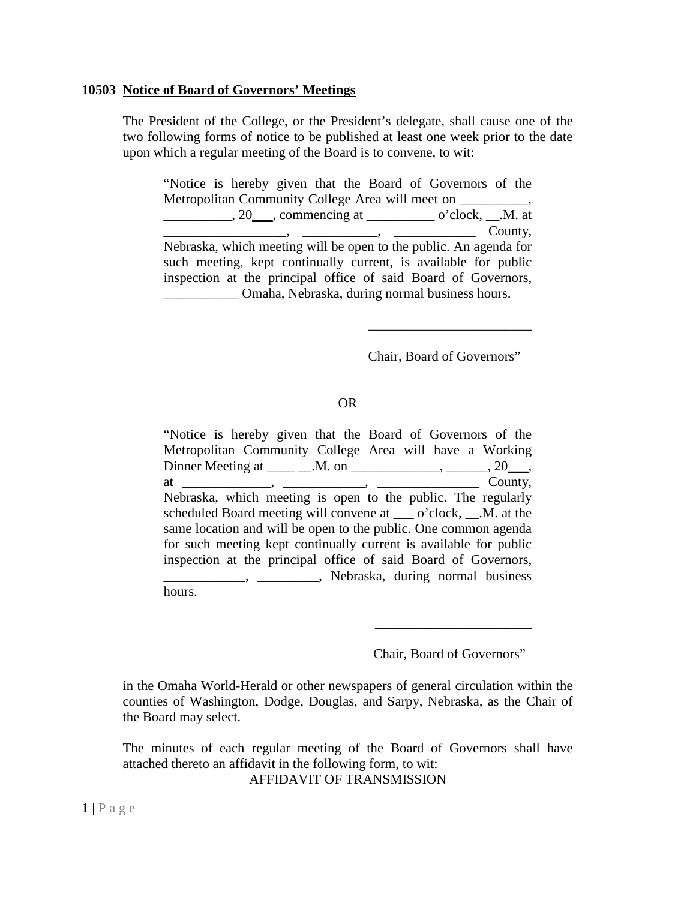**10503 <u>Notice of Board of Governors' Meetings</u>**

The President of the College, or the President's delegate, shall cause one of the two following forms of notice to be published at least one week prior to the date upon which a regular meeting of the Board is to convene, to wit:

> "Notice is hereby given that the Board of Governors of the Metropolitan Community College Area will meet on __________, __________, 20___, commencing at __________ o'clock, __.M. at __________________, ___________, ____________ County, Nebraska, which meeting will be open to the public. An agenda for such meeting, kept continually current, is available for public inspection at the principal office of said Board of Governors, ___________ Omaha, Nebraska, during normal business hours.
>
> ________________________
>
> Chair, Board of Governors"

OR

> "Notice is hereby given that the Board of Governors of the Metropolitan Community College Area will have a Working Dinner Meeting at ____ __.M. on _____________, ______, 20___, at _____________, ____________, _______________ County, Nebraska, which meeting is open to the public. The regularly scheduled Board meeting will convene at ___ o'clock, __.M. at the same location and will be open to the public. One common agenda for such meeting kept continually current is available for public inspection at the principal office of said Board of Governors, ____________, _________, Nebraska, during normal business hours.
>
> _______________________
>
> Chair, Board of Governors"

in the Omaha World-Herald or other newspapers of general circulation within the counties of Washington, Dodge, Douglas, and Sarpy, Nebraska, as the Chair of the Board may select.

The minutes of each regular meeting of the Board of Governors shall have attached thereto an affidavit in the following form, to wit:

AFFIDAVIT OF TRANSMISSION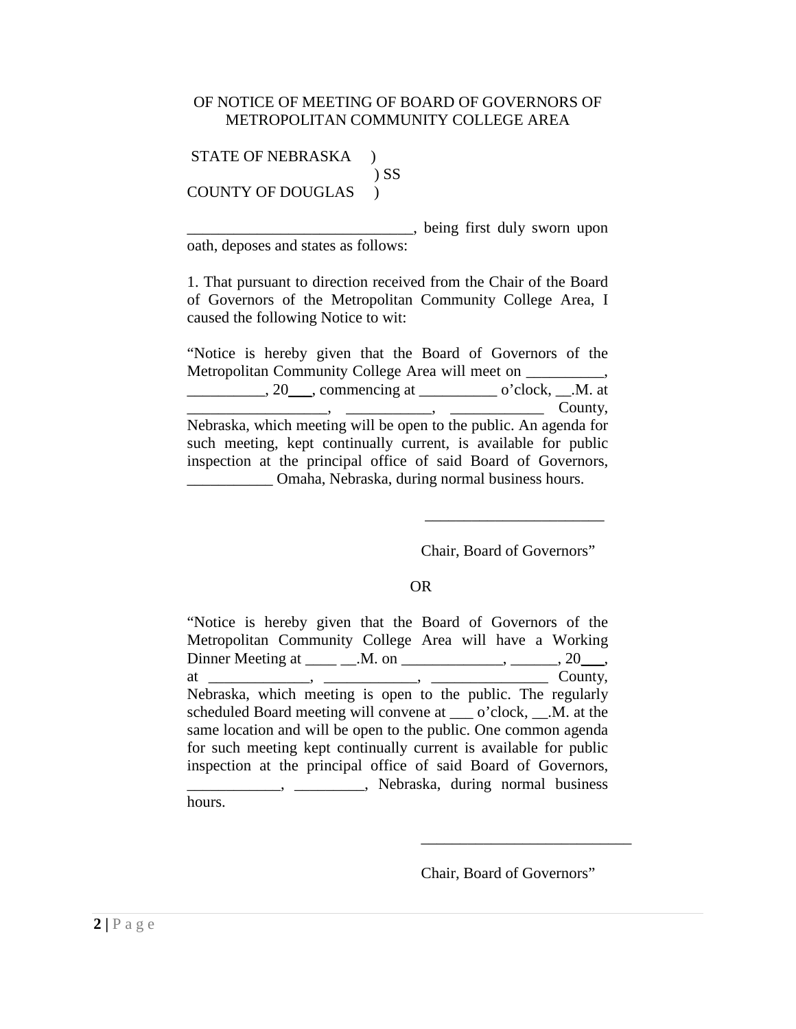OF NOTICE OF MEETING OF BOARD OF GOVERNORS OF METROPOLITAN COMMUNITY COLLEGE AREA

STATE OF NEBRASKA )
) SS
COUNTY OF DOUGLAS )

_____________________________, being first duly sworn upon oath, deposes and states as follows:

1. That pursuant to direction received from the Chair of the Board of Governors of the Metropolitan Community College Area, I caused the following Notice to wit:

"Notice is hereby given that the Board of Governors of the Metropolitan Community College Area will meet on __________, __________, 20___, commencing at __________ o'clock, __.M. at __________________, ___________, ____________ County, Nebraska, which meeting will be open to the public. An agenda for such meeting, kept continually current, is available for public inspection at the principal office of said Board of Governors, ___________ Omaha, Nebraska, during normal business hours.

_______________________

Chair, Board of Governors"

OR

"Notice is hereby given that the Board of Governors of the Metropolitan Community College Area will have a Working Dinner Meeting at ____ __.M. on _____________, ______, 20___, at _____________, ____________, _______________ County, Nebraska, which meeting is open to the public. The regularly scheduled Board meeting will convene at ___ o'clock, __.M. at the same location and will be open to the public. One common agenda for such meeting kept continually current is available for public inspection at the principal office of said Board of Governors, ____________, _________, Nebraska, during normal business hours.

___________________________

Chair, Board of Governors"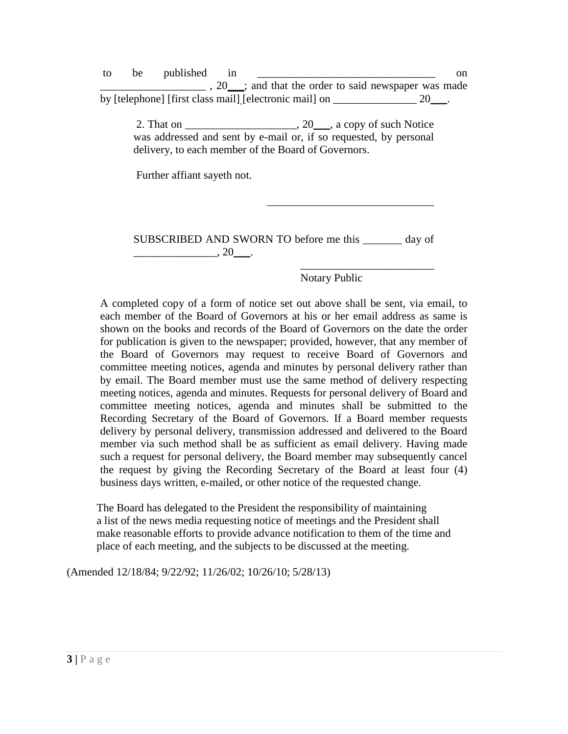to be published in _________________________________ on ___________________ , 20___; and that the order to said newspaper was made by [telephone] [first class mail] [electronic mail] on _______________ 20___.

2. That on ____________________, 20___, a copy of such Notice was addressed and sent by e-mail or, if so requested, by personal delivery, to each member of the Board of Governors.

Further affiant sayeth not.

_______________________________

SUBSCRIBED AND SWORN TO before me this _______ day of _______________, 20___.

_________________________
Notary Public

A completed copy of a form of notice set out above shall be sent, via email, to each member of the Board of Governors at his or her email address as same is shown on the books and records of the Board of Governors on the date the order for publication is given to the newspaper; provided, however, that any member of the Board of Governors may request to receive Board of Governors and committee meeting notices, agenda and minutes by personal delivery rather than by email. The Board member must use the same method of delivery respecting meeting notices, agenda and minutes. Requests for personal delivery of Board and committee meeting notices, agenda and minutes shall be submitted to the Recording Secretary of the Board of Governors. If a Board member requests delivery by personal delivery, transmission addressed and delivered to the Board member via such method shall be as sufficient as email delivery. Having made such a request for personal delivery, the Board member may subsequently cancel the request by giving the Recording Secretary of the Board at least four (4) business days written, e-mailed, or other notice of the requested change.

The Board has delegated to the President the responsibility of maintaining a list of the news media requesting notice of meetings and the President shall make reasonable efforts to provide advance notification to them of the time and place of each meeting, and the subjects to be discussed at the meeting.

(Amended 12/18/84; 9/22/92; 11/26/02; 10/26/10; 5/28/13)